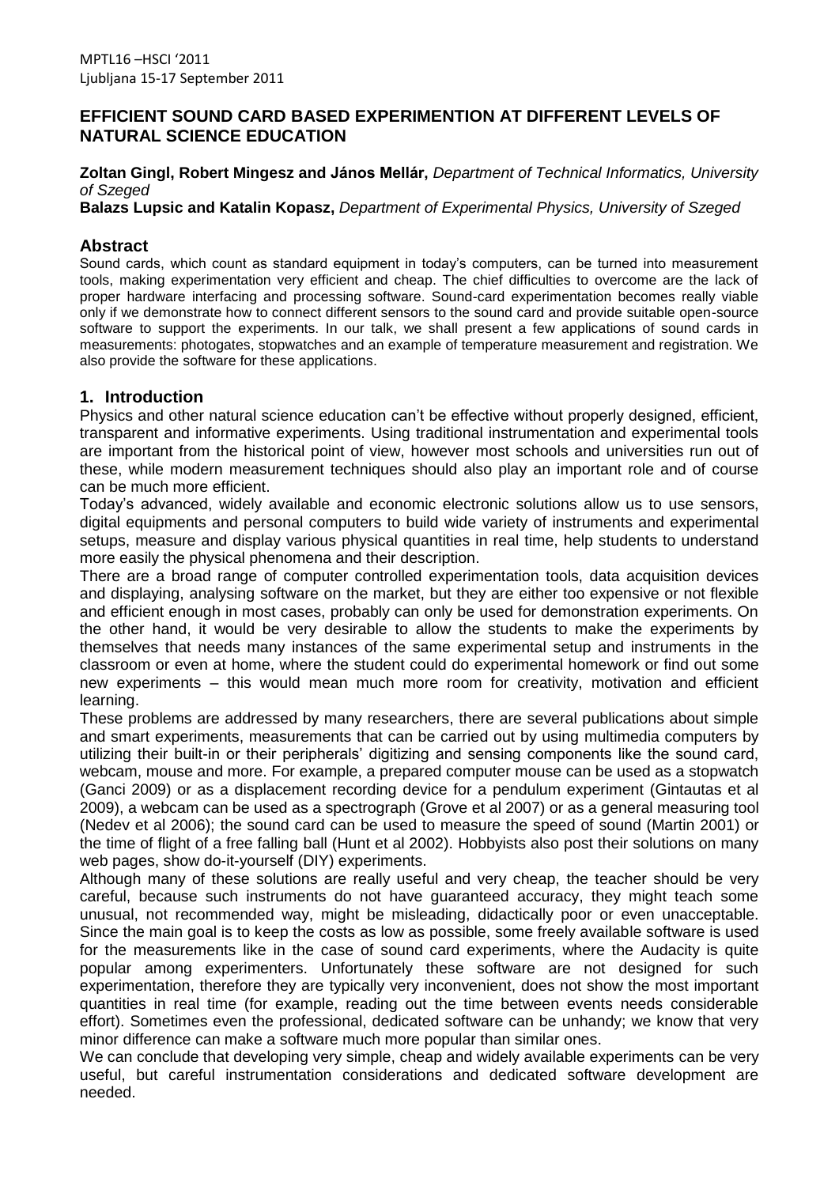# EFFICIENT SOUND CARD BASED EXPERIMENTION AT DIFFERENT LEVELS OF NATURAL SCIENCE EDUCATION

**Zoltan Gingl, Robert Mingesz and János Mellár,** *Department of Technical Informatics, University of Szeged*

**Balazs Lupsic and Katalin Kopasz,** *Department of Experimental Physics, University of Szeged*

## Abstract

Sound cards, which count as standard equipment in today's computers, can be turned into measurement tools, making experimentation very efficient and cheap. The chief difficulties to overcome are the lack of proper hardware interfacing and processing software. Sound-card experimentation becomes really viable only if we demonstrate how to connect different sensors to the sound card and provide suitable open-source software to support the experiments. In our talk, we shall present a few applications of sound cards in measurements: photogates, stopwatches and an example of temperature measurement and registration. We also provide the software for these applications.

## 1. Introduction

Physics and other natural science education can't be effective without properly designed, efficient, transparent and informative experiments. Using traditional instrumentation and experimental tools are important from the historical point of view, however most schools and universities run out of these, while modern measurement techniques should also play an important role and of course can be much more efficient.

Today's advanced, widely available and economic electronic solutions allow us to use sensors, digital equipments and personal computers to build wide variety of instruments and experimental setups, measure and display various physical quantities in real time, help students to understand more easily the physical phenomena and their description.

There are a broad range of computer controlled experimentation tools, data acquisition devices and displaying, analysing software on the market, but they are either too expensive or not flexible and efficient enough in most cases, probably can only be used for demonstration experiments. On the other hand, it would be very desirable to allow the students to make the experiments by themselves that needs many instances of the same experimental setup and instruments in the classroom or even at home, where the student could do experimental homework or find out some new experiments – this would mean much more room for creativity, motivation and efficient learning.

These problems are addressed by many researchers, there are several publications about simple and smart experiments, measurements that can be carried out by using multimedia computers by utilizing their built-in or their peripherals' digitizing and sensing components like the sound card, webcam, mouse and more. For example, a prepared computer mouse can be used as a stopwatch (Ganci 2009) or as a displacement recording device for a pendulum experiment (Gintautas et al 2009), a webcam can be used as a spectrograph (Grove et al 2007) or as a general measuring tool (Nedev et al 2006); the sound card can be used to measure the speed of sound (Martin 2001) or the time of flight of a free falling ball (Hunt et al 2002). Hobbyists also post their solutions on many web pages, show do-it-yourself (DIY) experiments.

Although many of these solutions are really useful and very cheap, the teacher should be very careful, because such instruments do not have guaranteed accuracy, they might teach some unusual, not recommended way, might be misleading, didactically poor or even unacceptable. Since the main goal is to keep the costs as low as possible, some freely available software is used for the measurements like in the case of sound card experiments, where the Audacity is quite popular among experimenters. Unfortunately these software are not designed for such experimentation, therefore they are typically very inconvenient, does not show the most important quantities in real time (for example, reading out the time between events needs considerable effort). Sometimes even the professional, dedicated software can be unhandy; we know that very minor difference can make a software much more popular than similar ones.

We can conclude that developing very simple, cheap and widely available experiments can be very useful, but careful instrumentation considerations and dedicated software development are needed.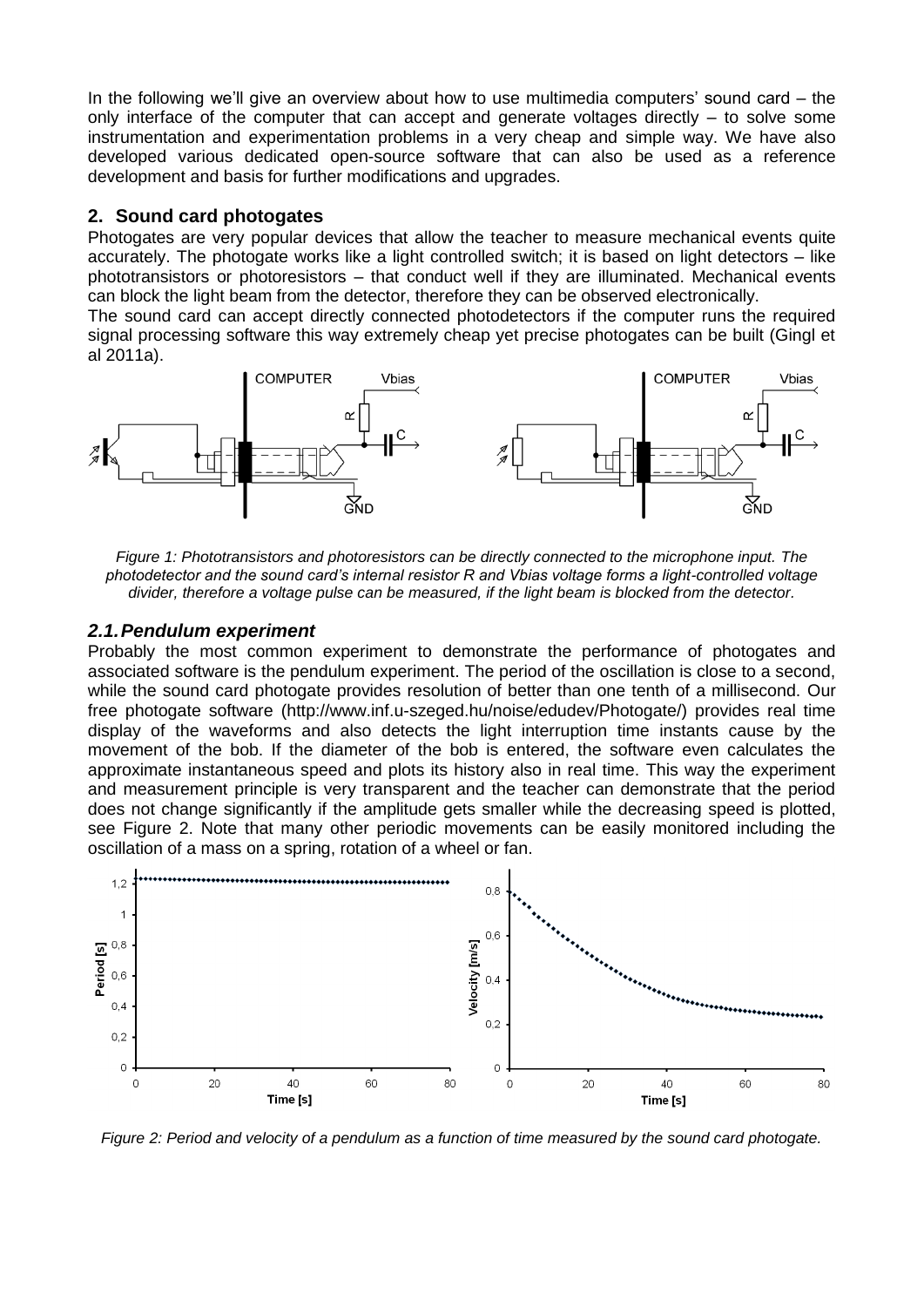In the following we'll give an overview about how to use multimedia computers' sound card – the only interface of the computer that can accept and generate voltages directly – to solve some instrumentation and experimentation problems in a very cheap and simple way. We have also developed various dedicated open-source software that can also be used as a reference development and basis for further modifications and upgrades.

## 2. Sound card photogates

Photogates are very popular devices that allow the teacher to measure mechanical events quite accurately. The photogate works like a light controlled switch; it is based on light detectors – like phototransistors or photoresistors – that conduct well if they are illuminated. Mechanical events can block the light beam from the detector, therefore they can be observed electronically.

The sound card can accept directly connected photodetectors if the computer runs the required signal processing software this way extremely cheap yet precise photogates can be built (Gingl et al 2011a).

*Figure 1: Phototransistors and photoresistors can be directly connected to the microphone input. The photodetector and the sound card's internal resistor R and Vbias voltage forms a light-controlled voltage divider, therefore a voltage pulse can be measured, if the light beam is blocked from the detector.*

### *2.1. Pendulum experiment*

Probably the most common experiment to demonstrate the performance of photogates and associated software is the pendulum experiment. The period of the oscillation is close to a second, while the sound card photogate provides resolution of better than one tenth of a millisecond. Our free photogate software (http://www.inf.u-szeged.hu/noise/edudev/Photogate/) provides real time display of the waveforms and also detects the light interruption time instants cause by the movement of the bob. If the diameter of the bob is entered, the software even calculates the approximate instantaneous speed and plots its history also in real time. This way the experiment and measurement principle is very transparent and the teacher can demonstrate that the period does not change significantly if the amplitude gets smaller while the decreasing speed is plotted, see Figure 2. Note that many other periodic movements can be easily monitored including the oscillation of a mass on a spring, rotation of a wheel or fan.

*Figure 2: Period and velocity of a pendulum as a function of time measured by the sound card photogate.*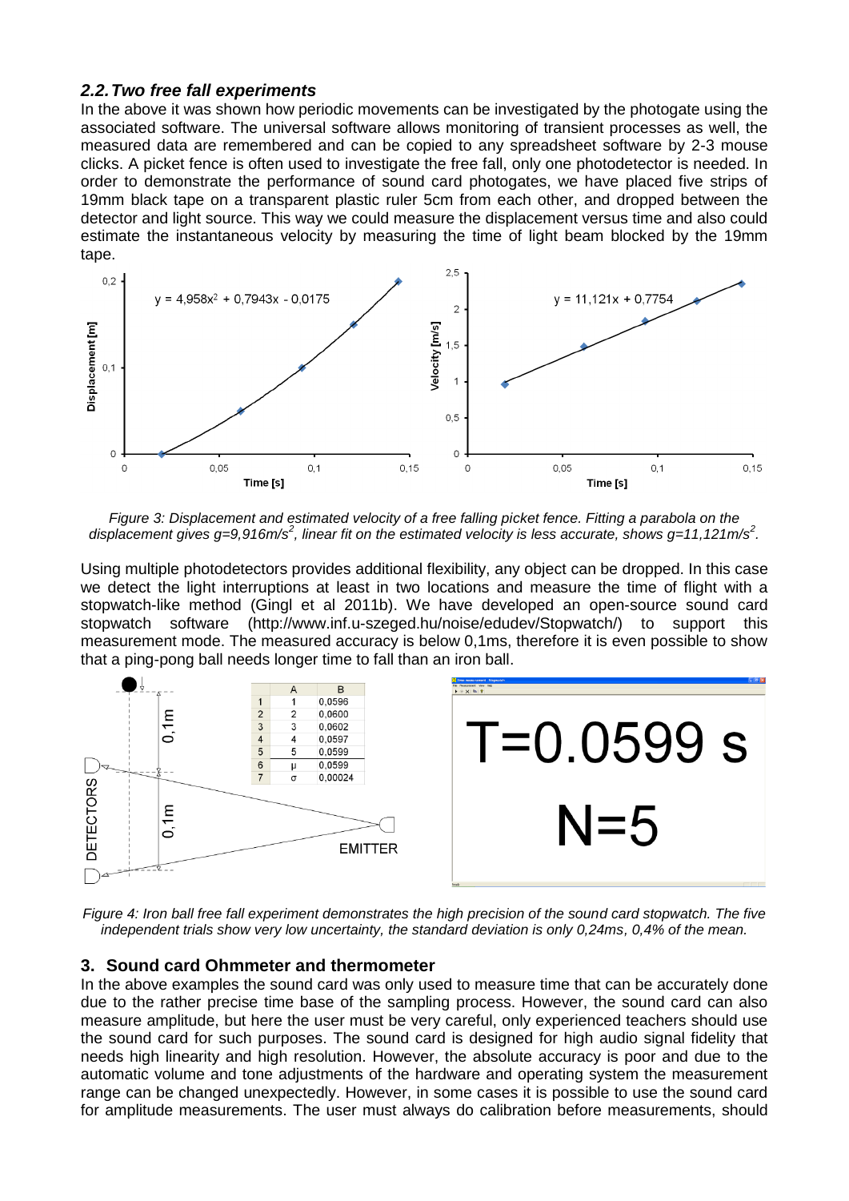### *2.2. Two free fall experiments*

In the above it was shown how periodic movements can be investigated by the photogate using the associated software. The universal software allows monitoring of transient processes as well, the measured data are remembered and can be copied to any spreadsheet software by 2-3 mouse clicks. A picket fence is often used to investigate the free fall, only one photodetector is needed. In order to demonstrate the performance of sound card photogates, we have placed five strips of 19mm black tape on a transparent plastic ruler 5cm from each other, and dropped between the detector and light source. This way we could measure the displacement versus time and also could estimate the instantaneous velocity by measuring the time of light beam blocked by the 19mm tape.

*Figure 3: Displacement and estimated velocity of a free falling picket fence. Fitting a parabola on the displacement gives g=9,916m/s$^2$, linear fit on the estimated velocity is less accurate, shows g=11,121m/s$^2$.*

Using multiple photodetectors provides additional flexibility, any object can be dropped. In this case we detect the light interruptions at least in two locations and measure the time of flight with a stopwatch-like method (Gingl et al 2011b). We have developed an open-source sound card stopwatch software (http://www.inf.u-szeged.hu/noise/edudev/Stopwatch/) to support this measurement mode. The measured accuracy is below 0,1ms, therefore it is even possible to show that a ping-pong ball needs longer time to fall than an iron ball.

*Figure 4: Iron ball free fall experiment demonstrates the high precision of the sound card stopwatch. The five independent trials show very low uncertainty, the standard deviation is only 0,24ms, 0,4% of the mean.*

## 3. Sound card Ohmmeter and thermometer

In the above examples the sound card was only used to measure time that can be accurately done due to the rather precise time base of the sampling process. However, the sound card can also measure amplitude, but here the user must be very careful, only experienced teachers should use the sound card for such purposes. The sound card is designed for high audio signal fidelity that needs high linearity and high resolution. However, the absolute accuracy is poor and due to the automatic volume and tone adjustments of the hardware and operating system the measurement range can be changed unexpectedly. However, in some cases it is possible to use the sound card for amplitude measurements. The user must always do calibration before measurements, should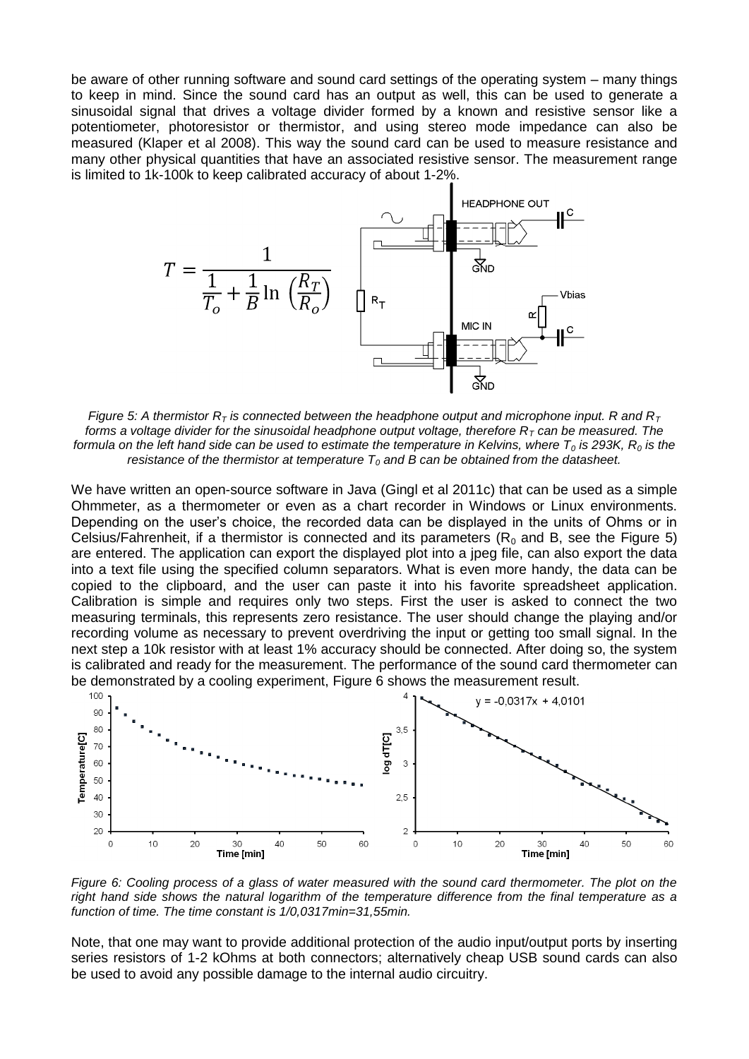be aware of other running software and sound card settings of the operating system – many things to keep in mind. Since the sound card has an output as well, this can be used to generate a sinusoidal signal that drives a voltage divider formed by a known and resistive sensor like a potentiometer, photoresistor or thermistor, and using stereo mode impedance can also be measured (Klaper et al 2008). This way the sound card can be used to measure resistance and many other physical quantities that have an associated resistive sensor. The measurement range is limited to 1k-100k to keep calibrated accuracy of about 1-2%.

$$T = \frac{1}{\frac{1}{T_o} + \frac{1}{B}\ln\left(\frac{R_T}{R_o}\right)}$$

*Figure 5: A thermistor $R_T$ is connected between the headphone output and microphone input. R and $R_T$ forms a voltage divider for the sinusoidal headphone output voltage, therefore $R_T$ can be measured. The formula on the left hand side can be used to estimate the temperature in Kelvins, where $T_0$ is 293K, $R_0$ is the resistance of the thermistor at temperature $T_0$ and B can be obtained from the datasheet.*

We have written an open-source software in Java (Gingl et al 2011c) that can be used as a simple Ohmmeter, as a thermometer or even as a chart recorder in Windows or Linux environments. Depending on the user's choice, the recorded data can be displayed in the units of Ohms or in Celsius/Fahrenheit, if a thermistor is connected and its parameters ($R_0$ and B, see the Figure 5) are entered. The application can export the displayed plot into a jpeg file, can also export the data into a text file using the specified column separators. What is even more handy, the data can be copied to the clipboard, and the user can paste it into his favorite spreadsheet application. Calibration is simple and requires only two steps. First the user is asked to connect the two measuring terminals, this represents zero resistance. The user should change the playing and/or recording volume as necessary to prevent overdriving the input or getting too small signal. In the next step a 10k resistor with at least 1% accuracy should be connected. After doing so, the system is calibrated and ready for the measurement. The performance of the sound card thermometer can be demonstrated by a cooling experiment, Figure 6 shows the measurement result.

*Figure 6: Cooling process of a glass of water measured with the sound card thermometer. The plot on the right hand side shows the natural logarithm of the temperature difference from the final temperature as a function of time. The time constant is 1/0,0317min=31,55min.*

Note, that one may want to provide additional protection of the audio input/output ports by inserting series resistors of 1-2 kOhms at both connectors; alternatively cheap USB sound cards can also be used to avoid any possible damage to the internal audio circuitry.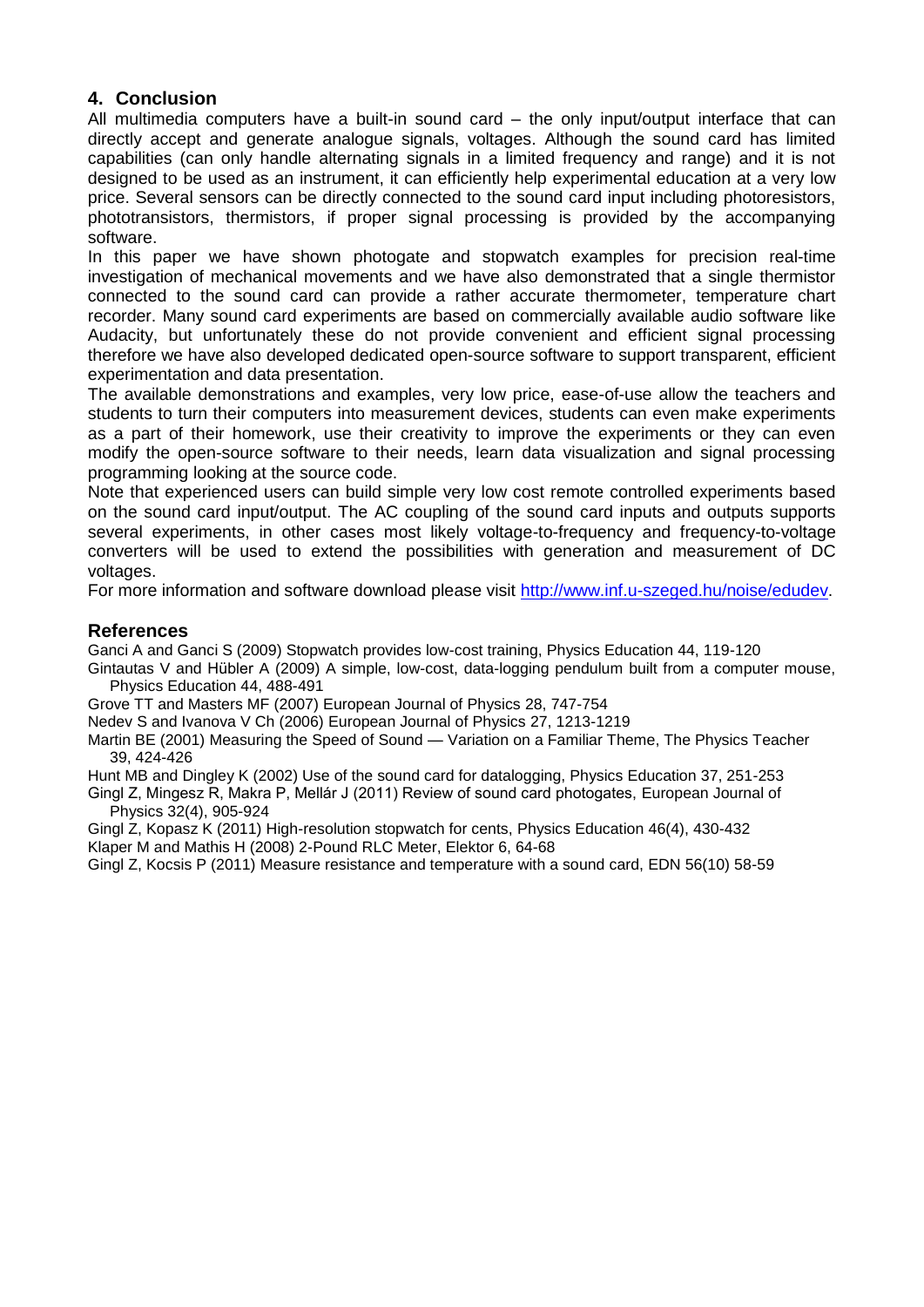## 4. Conclusion

All multimedia computers have a built-in sound card – the only input/output interface that can directly accept and generate analogue signals, voltages. Although the sound card has limited capabilities (can only handle alternating signals in a limited frequency and range) and it is not designed to be used as an instrument, it can efficiently help experimental education at a very low price. Several sensors can be directly connected to the sound card input including photoresistors, phototransistors, thermistors, if proper signal processing is provided by the accompanying software.

In this paper we have shown photogate and stopwatch examples for precision real-time investigation of mechanical movements and we have also demonstrated that a single thermistor connected to the sound card can provide a rather accurate thermometer, temperature chart recorder. Many sound card experiments are based on commercially available audio software like Audacity, but unfortunately these do not provide convenient and efficient signal processing therefore we have also developed dedicated open-source software to support transparent, efficient experimentation and data presentation.

The available demonstrations and examples, very low price, ease-of-use allow the teachers and students to turn their computers into measurement devices, students can even make experiments as a part of their homework, use their creativity to improve the experiments or they can even modify the open-source software to their needs, learn data visualization and signal processing programming looking at the source code.

Note that experienced users can build simple very low cost remote controlled experiments based on the sound card input/output. The AC coupling of the sound card inputs and outputs supports several experiments, in other cases most likely voltage-to-frequency and frequency-to-voltage converters will be used to extend the possibilities with generation and measurement of DC voltages.

For more information and software download please visit http://www.inf.u-szeged.hu/noise/edudev.

## References

Ganci A and Ganci S (2009) Stopwatch provides low-cost training, Physics Education 44, 119-120

Gintautas V and Hübler A (2009) A simple, low-cost, data-logging pendulum built from a computer mouse, Physics Education 44, 488-491

Grove TT and Masters MF (2007) European Journal of Physics 28, 747-754

Nedev S and Ivanova V Ch (2006) European Journal of Physics 27, 1213-1219

Martin BE (2001) Measuring the Speed of Sound — Variation on a Familiar Theme, The Physics Teacher 39, 424-426

Hunt MB and Dingley K (2002) Use of the sound card for datalogging, Physics Education 37, 251-253

Gingl Z, Mingesz R, Makra P, Mellár J (2011) Review of sound card photogates, European Journal of Physics 32(4), 905-924

Gingl Z, Kopasz K (2011) High-resolution stopwatch for cents, Physics Education 46(4), 430-432

Klaper M and Mathis H (2008) 2-Pound RLC Meter, Elektor 6, 64-68

Gingl Z, Kocsis P (2011) Measure resistance and temperature with a sound card, EDN 56(10) 58-59